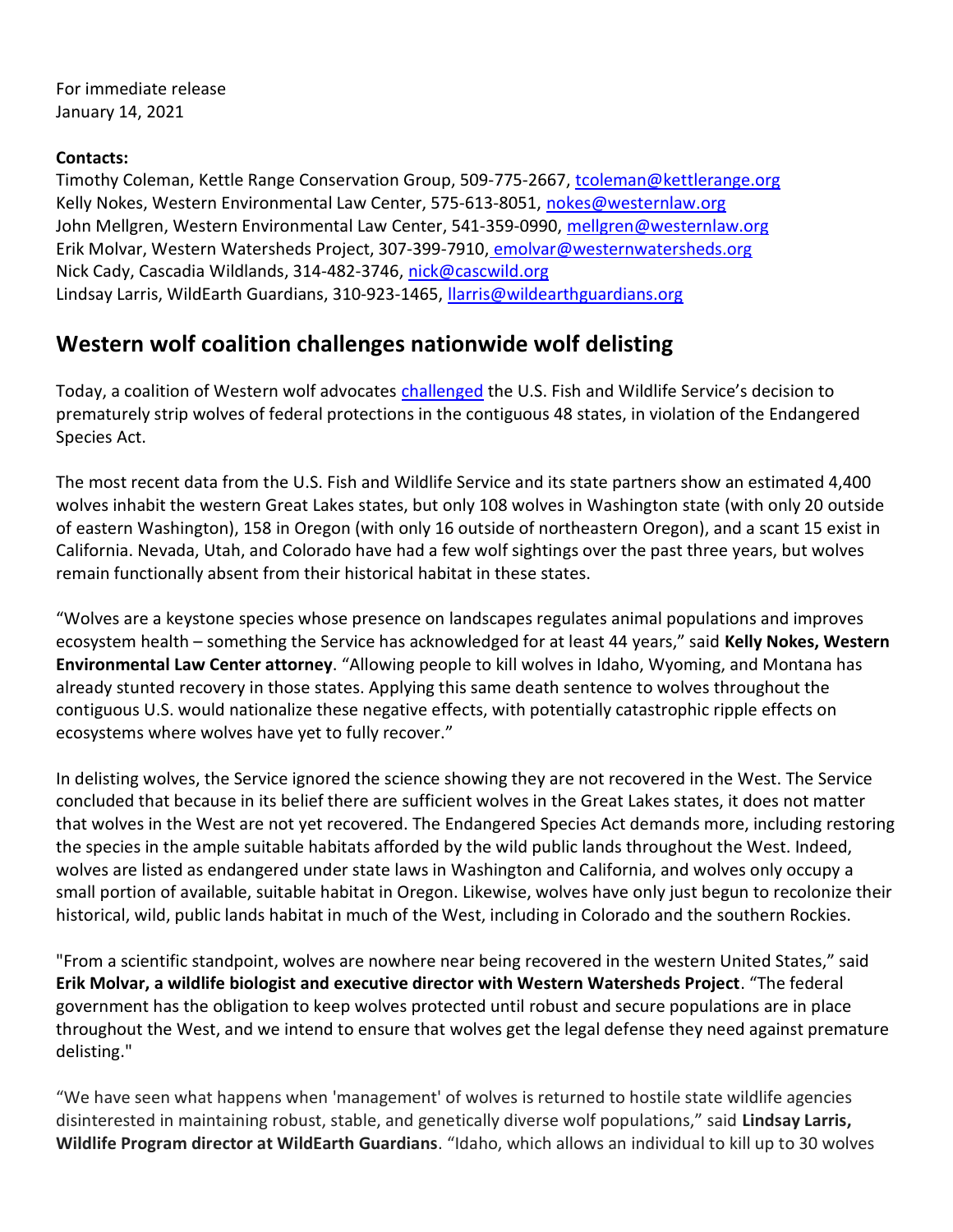For immediate release
January 14, 2021

**Contacts:**
Timothy Coleman, Kettle Range Conservation Group, 509-775-2667, tcoleman@kettlerange.org
Kelly Nokes, Western Environmental Law Center, 575-613-8051, nokes@westernlaw.org
John Mellgren, Western Environmental Law Center, 541-359-0990, mellgren@westernlaw.org
Erik Molvar, Western Watersheds Project, 307-399-7910, emolvar@westernwatersheds.org
Nick Cady, Cascadia Wildlands, 314-482-3746, nick@cascwild.org
Lindsay Larris, WildEarth Guardians, 310-923-1465, llarris@wildearthguardians.org

## Western wolf coalition challenges nationwide wolf delisting

Today, a coalition of Western wolf advocates challenged the U.S. Fish and Wildlife Service's decision to prematurely strip wolves of federal protections in the contiguous 48 states, in violation of the Endangered Species Act.

The most recent data from the U.S. Fish and Wildlife Service and its state partners show an estimated 4,400 wolves inhabit the western Great Lakes states, but only 108 wolves in Washington state (with only 20 outside of eastern Washington), 158 in Oregon (with only 16 outside of northeastern Oregon), and a scant 15 exist in California. Nevada, Utah, and Colorado have had a few wolf sightings over the past three years, but wolves remain functionally absent from their historical habitat in these states.

"Wolves are a keystone species whose presence on landscapes regulates animal populations and improves ecosystem health – something the Service has acknowledged for at least 44 years," said **Kelly Nokes, Western Environmental Law Center attorney**. "Allowing people to kill wolves in Idaho, Wyoming, and Montana has already stunted recovery in those states. Applying this same death sentence to wolves throughout the contiguous U.S. would nationalize these negative effects, with potentially catastrophic ripple effects on ecosystems where wolves have yet to fully recover."

In delisting wolves, the Service ignored the science showing they are not recovered in the West. The Service concluded that because in its belief there are sufficient wolves in the Great Lakes states, it does not matter that wolves in the West are not yet recovered. The Endangered Species Act demands more, including restoring the species in the ample suitable habitats afforded by the wild public lands throughout the West. Indeed, wolves are listed as endangered under state laws in Washington and California, and wolves only occupy a small portion of available, suitable habitat in Oregon. Likewise, wolves have only just begun to recolonize their historical, wild, public lands habitat in much of the West, including in Colorado and the southern Rockies.

"From a scientific standpoint, wolves are nowhere near being recovered in the western United States," said **Erik Molvar, a wildlife biologist and executive director with Western Watersheds Project**. "The federal government has the obligation to keep wolves protected until robust and secure populations are in place throughout the West, and we intend to ensure that wolves get the legal defense they need against premature delisting."

"We have seen what happens when 'management' of wolves is returned to hostile state wildlife agencies disinterested in maintaining robust, stable, and genetically diverse wolf populations," said **Lindsay Larris, Wildlife Program director at WildEarth Guardians**. "Idaho, which allows an individual to kill up to 30 wolves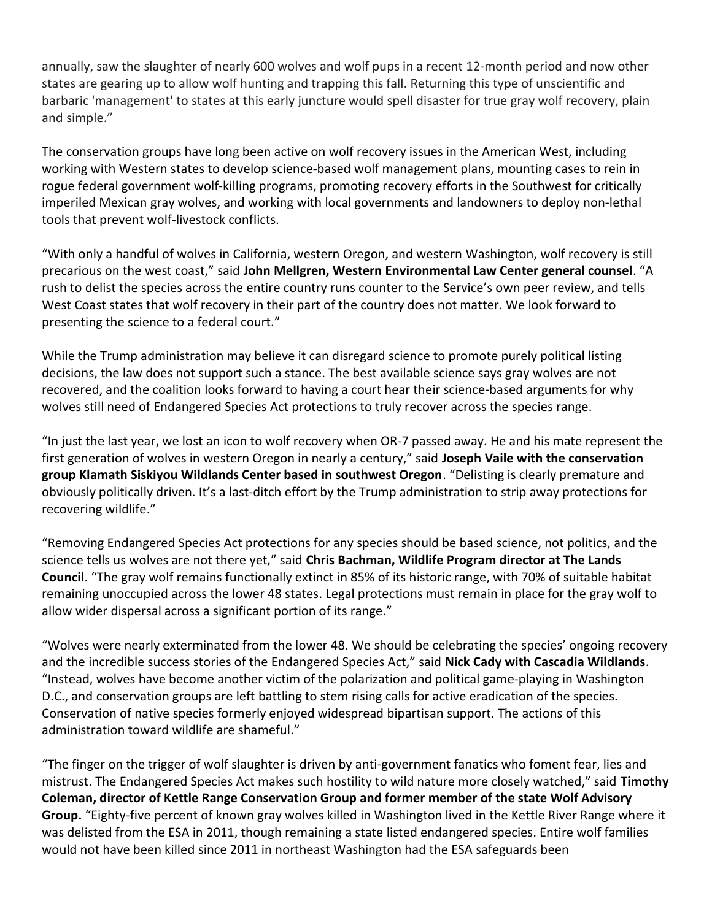annually, saw the slaughter of nearly 600 wolves and wolf pups in a recent 12-month period and now other states are gearing up to allow wolf hunting and trapping this fall. Returning this type of unscientific and barbaric 'management' to states at this early juncture would spell disaster for true gray wolf recovery, plain and simple."

The conservation groups have long been active on wolf recovery issues in the American West, including working with Western states to develop science-based wolf management plans, mounting cases to rein in rogue federal government wolf-killing programs, promoting recovery efforts in the Southwest for critically imperiled Mexican gray wolves, and working with local governments and landowners to deploy non-lethal tools that prevent wolf-livestock conflicts.

"With only a handful of wolves in California, western Oregon, and western Washington, wolf recovery is still precarious on the west coast," said **John Mellgren, Western Environmental Law Center general counsel**. "A rush to delist the species across the entire country runs counter to the Service's own peer review, and tells West Coast states that wolf recovery in their part of the country does not matter. We look forward to presenting the science to a federal court."

While the Trump administration may believe it can disregard science to promote purely political listing decisions, the law does not support such a stance. The best available science says gray wolves are not recovered, and the coalition looks forward to having a court hear their science-based arguments for why wolves still need of Endangered Species Act protections to truly recover across the species range.

"In just the last year, we lost an icon to wolf recovery when OR-7 passed away. He and his mate represent the first generation of wolves in western Oregon in nearly a century," said **Joseph Vaile with the conservation group Klamath Siskiyou Wildlands Center based in southwest Oregon**. "Delisting is clearly premature and obviously politically driven. It's a last-ditch effort by the Trump administration to strip away protections for recovering wildlife."

"Removing Endangered Species Act protections for any species should be based science, not politics, and the science tells us wolves are not there yet," said **Chris Bachman, Wildlife Program director at The Lands Council**. "The gray wolf remains functionally extinct in 85% of its historic range, with 70% of suitable habitat remaining unoccupied across the lower 48 states. Legal protections must remain in place for the gray wolf to allow wider dispersal across a significant portion of its range."

"Wolves were nearly exterminated from the lower 48. We should be celebrating the species' ongoing recovery and the incredible success stories of the Endangered Species Act," said **Nick Cady with Cascadia Wildlands**. "Instead, wolves have become another victim of the polarization and political game-playing in Washington D.C., and conservation groups are left battling to stem rising calls for active eradication of the species. Conservation of native species formerly enjoyed widespread bipartisan support. The actions of this administration toward wildlife are shameful."

"The finger on the trigger of wolf slaughter is driven by anti-government fanatics who foment fear, lies and mistrust. The Endangered Species Act makes such hostility to wild nature more closely watched," said **Timothy Coleman, director of Kettle Range Conservation Group and former member of the state Wolf Advisory Group.** "Eighty-five percent of known gray wolves killed in Washington lived in the Kettle River Range where it was delisted from the ESA in 2011, though remaining a state listed endangered species. Entire wolf families would not have been killed since 2011 in northeast Washington had the ESA safeguards been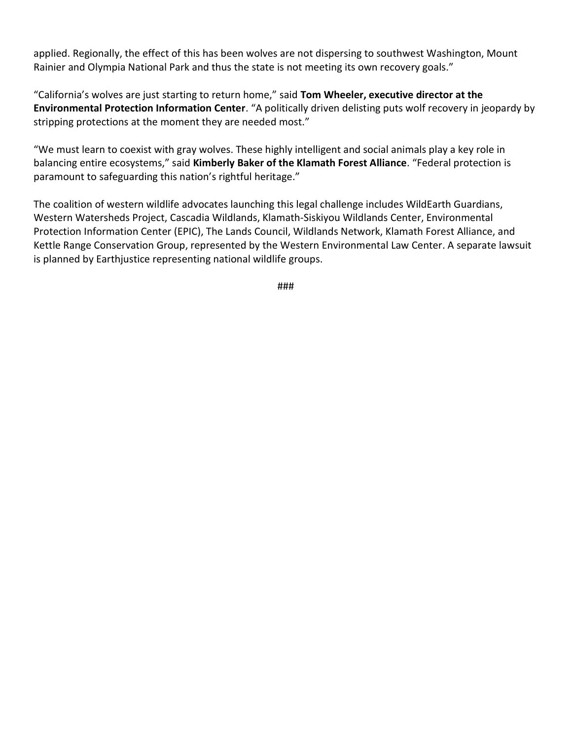applied. Regionally, the effect of this has been wolves are not dispersing to southwest Washington, Mount Rainier and Olympia National Park and thus the state is not meeting its own recovery goals."

"California's wolves are just starting to return home," said **Tom Wheeler, executive director at the Environmental Protection Information Center**. "A politically driven delisting puts wolf recovery in jeopardy by stripping protections at the moment they are needed most."

"We must learn to coexist with gray wolves. These highly intelligent and social animals play a key role in balancing entire ecosystems," said **Kimberly Baker of the Klamath Forest Alliance**. "Federal protection is paramount to safeguarding this nation's rightful heritage."

The coalition of western wildlife advocates launching this legal challenge includes WildEarth Guardians, Western Watersheds Project, Cascadia Wildlands, Klamath-Siskiyou Wildlands Center, Environmental Protection Information Center (EPIC), The Lands Council, Wildlands Network, Klamath Forest Alliance, and Kettle Range Conservation Group, represented by the Western Environmental Law Center. A separate lawsuit is planned by Earthjustice representing national wildlife groups.

###